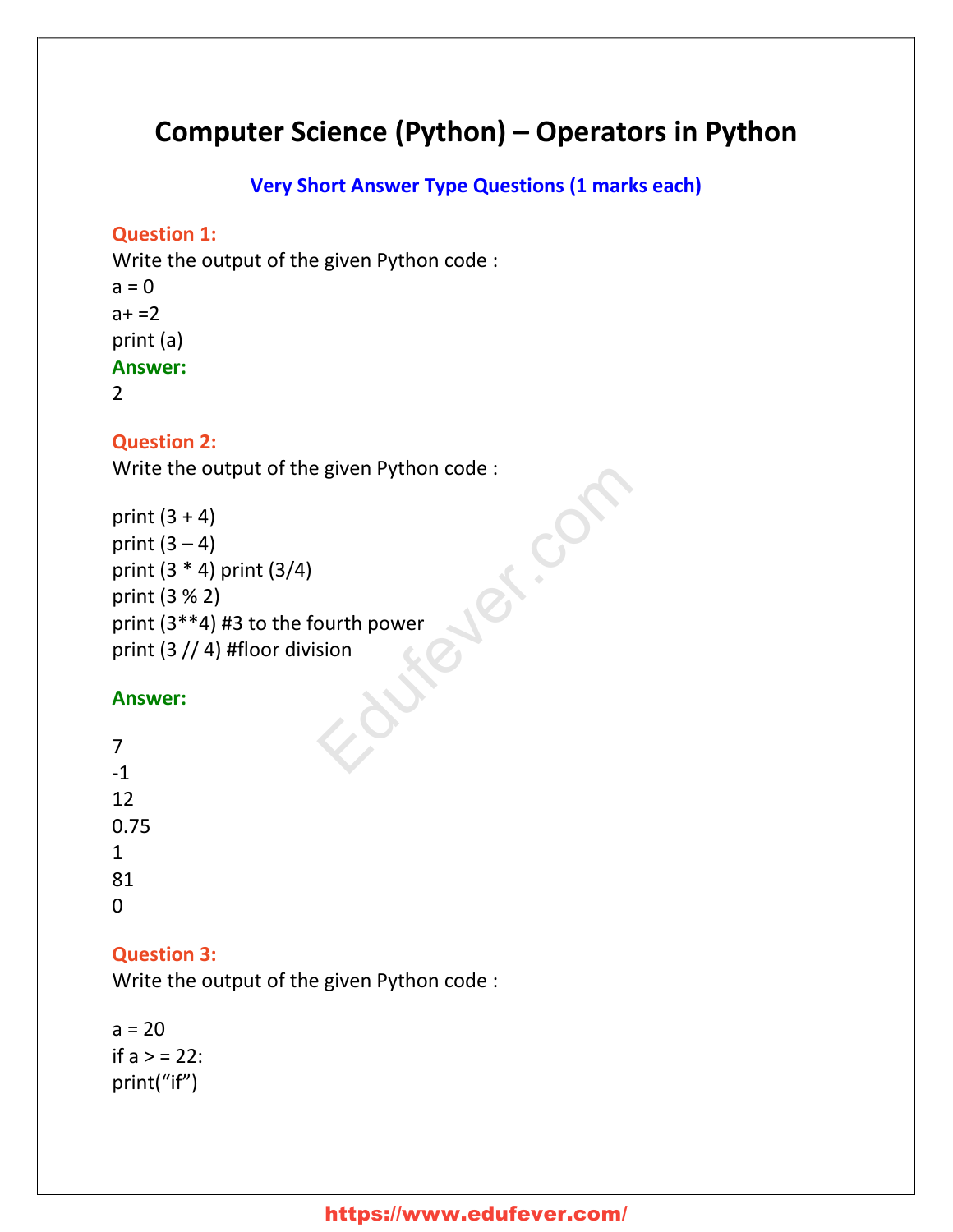# Computer Science (Python) – Operators in Python

## Very Short Answer Type Questions (1 marks each)

**Question 1:**
Write the output of the given Python code :

```
a = 0
a+ =2
print (a)
```

**Answer:**
2

**Question 2:**
Write the output of the given Python code :

```
print (3 + 4)
print (3 – 4)
print (3 * 4) print (3/4)
print (3 % 2)
print (3**4) #3 to the fourth power
print (3 // 4) #floor division
```

**Answer:**

7
-1
12
0.75
1
81
0

**Question 3:**
Write the output of the given Python code :

```
a = 20
if a > = 22:
print(“if”)
```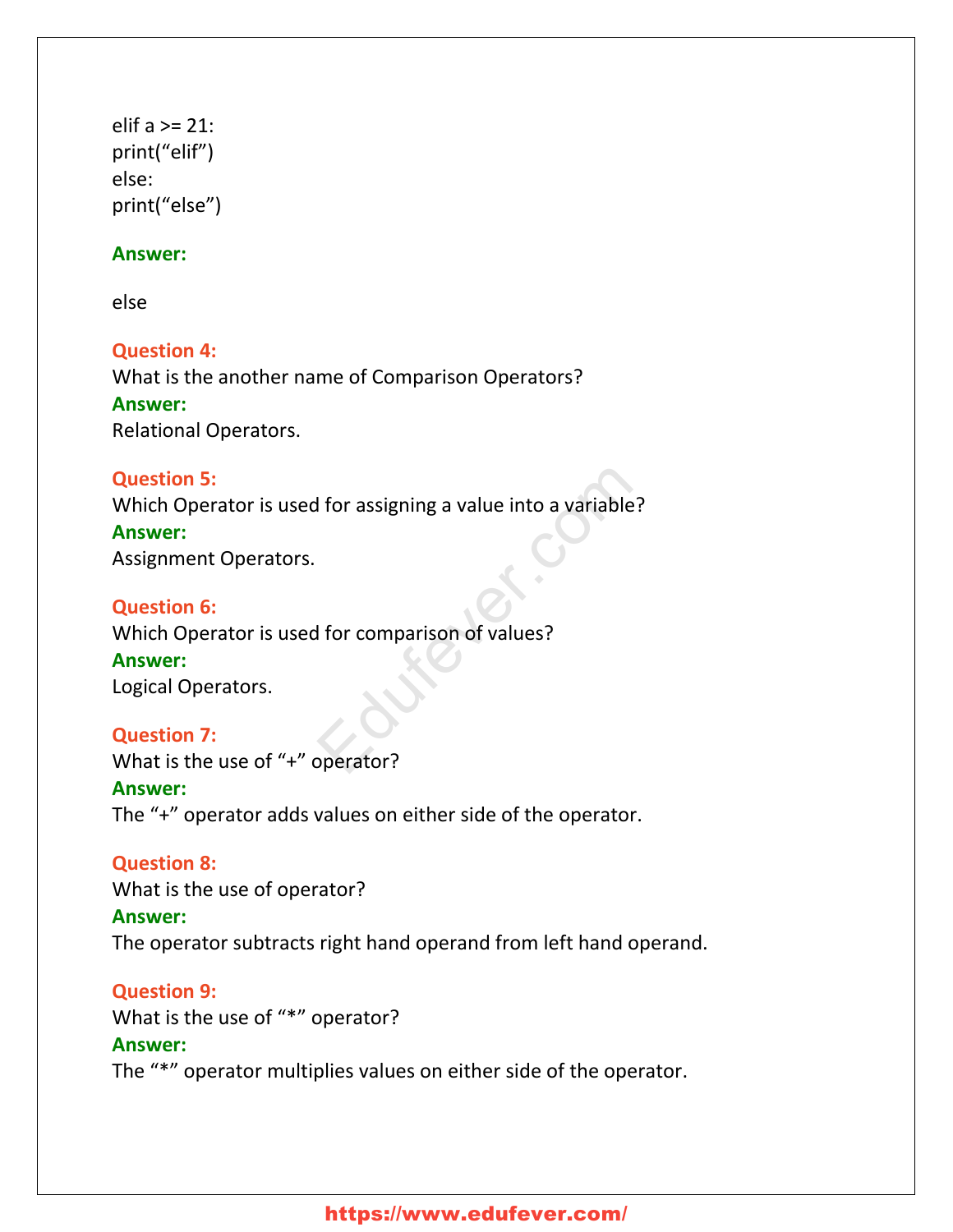elif a >= 21:
print("elif")
else:
print("else")

**Answer:**

else

**Question 4:**
What is the another name of Comparison Operators?
**Answer:**
Relational Operators.

**Question 5:**
Which Operator is used for assigning a value into a variable?
**Answer:**
Assignment Operators.

**Question 6:**
Which Operator is used for comparison of values?
**Answer:**
Logical Operators.

**Question 7:**
What is the use of "+" operator?
**Answer:**
The "+" operator adds values on either side of the operator.

**Question 8:**
What is the use of operator?
**Answer:**
The operator subtracts right hand operand from left hand operand.

**Question 9:**
What is the use of "*" operator?
**Answer:**
The "*" operator multiplies values on either side of the operator.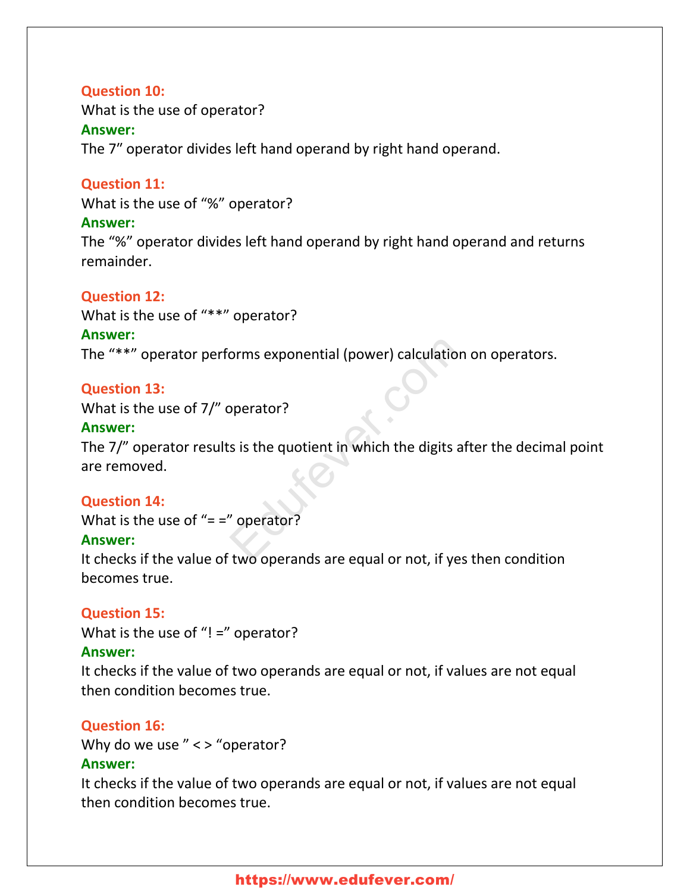**Question 10:**
What is the use of operator?
**Answer:**
The 7” operator divides left hand operand by right hand operand.

**Question 11:**
What is the use of “%” operator?
**Answer:**
The “%” operator divides left hand operand by right hand operand and returns remainder.

**Question 12:**
What is the use of “**” operator?
**Answer:**
The “**” operator performs exponential (power) calculation on operators.

**Question 13:**
What is the use of 7/” operator?
**Answer:**
The 7/” operator results is the quotient in which the digits after the decimal point are removed.

**Question 14:**
What is the use of “= =” operator?
**Answer:**
It checks if the value of two operands are equal or not, if yes then condition becomes true.

**Question 15:**
What is the use of “! =” operator?
**Answer:**
It checks if the value of two operands are equal or not, if values are not equal then condition becomes true.

**Question 16:**
Why do we use ” < > “operator?
**Answer:**
It checks if the value of two operands are equal or not, if values are not equal then condition becomes true.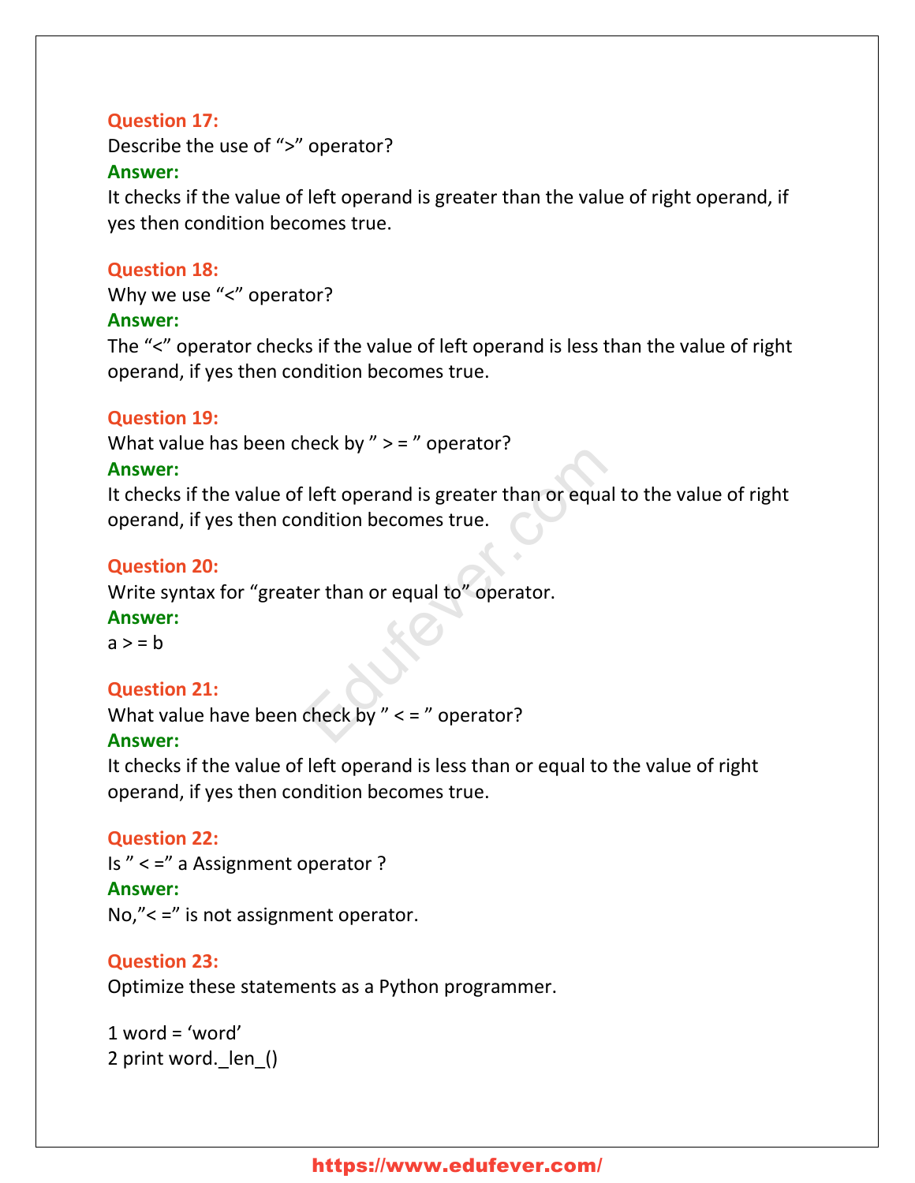**Question 17:**

Describe the use of “>” operator?

**Answer:**

It checks if the value of left operand is greater than the value of right operand, if yes then condition becomes true.

**Question 18:**

Why we use “<” operator?

**Answer:**

The “<” operator checks if the value of left operand is less than the value of right operand, if yes then condition becomes true.

**Question 19:**

What value has been check by ” > = ” operator?

**Answer:**

It checks if the value of left operand is greater than or equal to the value of right operand, if yes then condition becomes true.

**Question 20:**

Write syntax for “greater than or equal to” operator.

**Answer:**

a > = b

**Question 21:**

What value have been check by ” < = ” operator?

**Answer:**

It checks if the value of left operand is less than or equal to the value of right operand, if yes then condition becomes true.

**Question 22:**

Is ” < =” a Assignment operator ?

**Answer:**

No,”< =” is not assignment operator.

**Question 23:**

Optimize these statements as a Python programmer.

```
1 word = 'word'
2 print word._len_()
```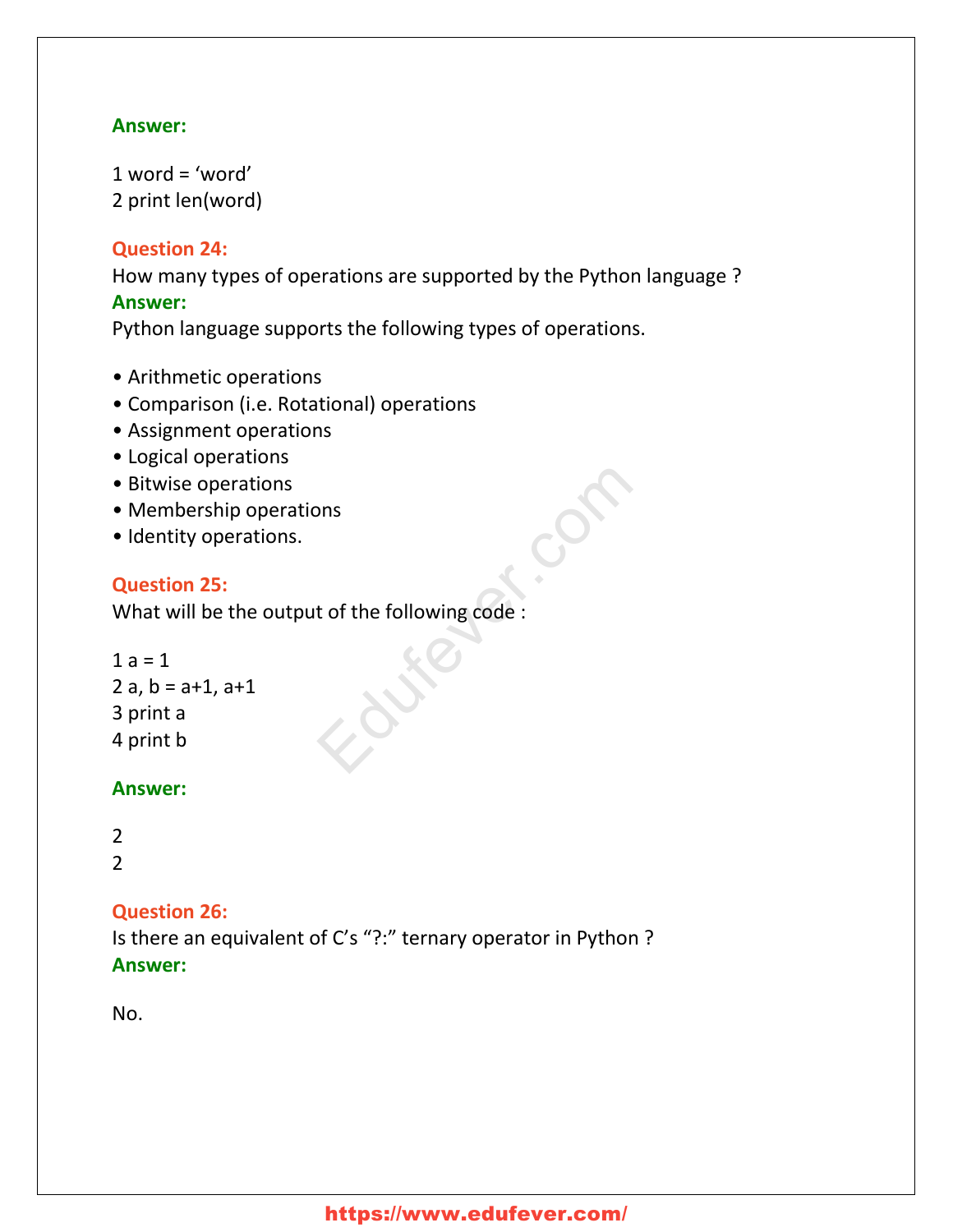**Answer:**

```
1 word = ‘word’
2 print len(word)
```

**Question 24:**
How many types of operations are supported by the Python language ?
**Answer:**
Python language supports the following types of operations.

- Arithmetic operations
- Comparison (i.e. Rotational) operations
- Assignment operations
- Logical operations
- Bitwise operations
- Membership operations
- Identity operations.

**Question 25:**
What will be the output of the following code :

```
1 a = 1
2 a, b = a+1, a+1
3 print a
4 print b
```

**Answer:**

```
2
2
```

**Question 26:**
Is there an equivalent of C’s “?:” ternary operator in Python ?
**Answer:**

No.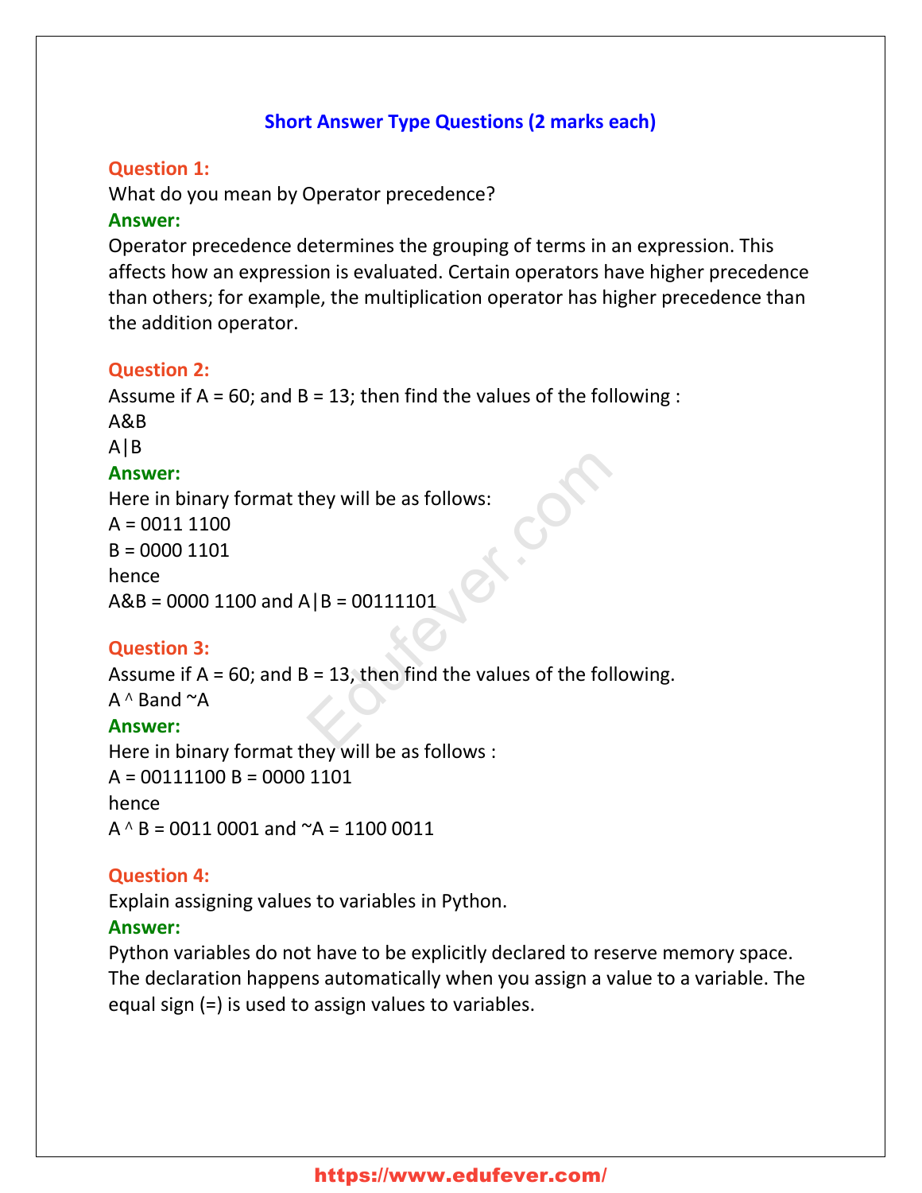## Short Answer Type Questions (2 marks each)

**Question 1:**
What do you mean by Operator precedence?
**Answer:**
Operator precedence determines the grouping of terms in an expression. This affects how an expression is evaluated. Certain operators have higher precedence than others; for example, the multiplication operator has higher precedence than the addition operator.

**Question 2:**
Assume if A = 60; and B = 13; then find the values of the following :
A&B
A|B
**Answer:**
Here in binary format they will be as follows:
A = 0011 1100
B = 0000 1101
hence
A&B = 0000 1100 and A|B = 00111101

**Question 3:**
Assume if A = 60; and B = 13, then find the values of the following.
A ^ Band ~A
**Answer:**
Here in binary format they will be as follows :
A = 00111100 B = 0000 1101
hence
A ^ B = 0011 0001 and ~A = 1100 0011

**Question 4:**
Explain assigning values to variables in Python.
**Answer:**
Python variables do not have to be explicitly declared to reserve memory space. The declaration happens automatically when you assign a value to a variable. The equal sign (=) is used to assign values to variables.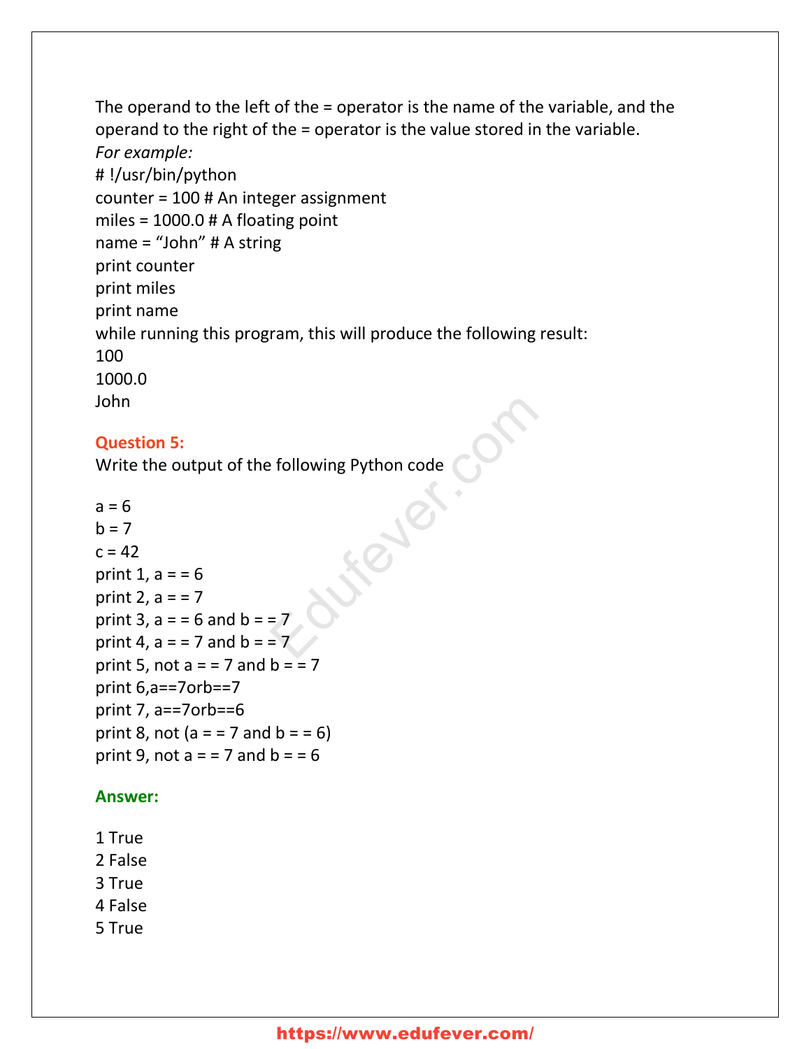The operand to the left of the = operator is the name of the variable, and the operand to the right of the = operator is the value stored in the variable.

*For example:*

```
# !/usr/bin/python
counter = 100 # An integer assignment
miles = 1000.0 # A floating point
name = “John” # A string
print counter
print miles
print name
```

while running this program, this will produce the following result:

```
100
1000.0
John
```

**Question 5:**

Write the output of the following Python code

```
a = 6
b = 7
c = 42
print 1, a = = 6
print 2, a = = 7
print 3, a = = 6 and b = = 7
print 4, a = = 7 and b = = 7
print 5, not a = = 7 and b = = 7
print 6,a==7orb==7
print 7, a==7orb==6
print 8, not (a = = 7 and b = = 6)
print 9, not a = = 7 and b = = 6
```

**Answer:**

```
1 True
2 False
3 True
4 False
5 True
```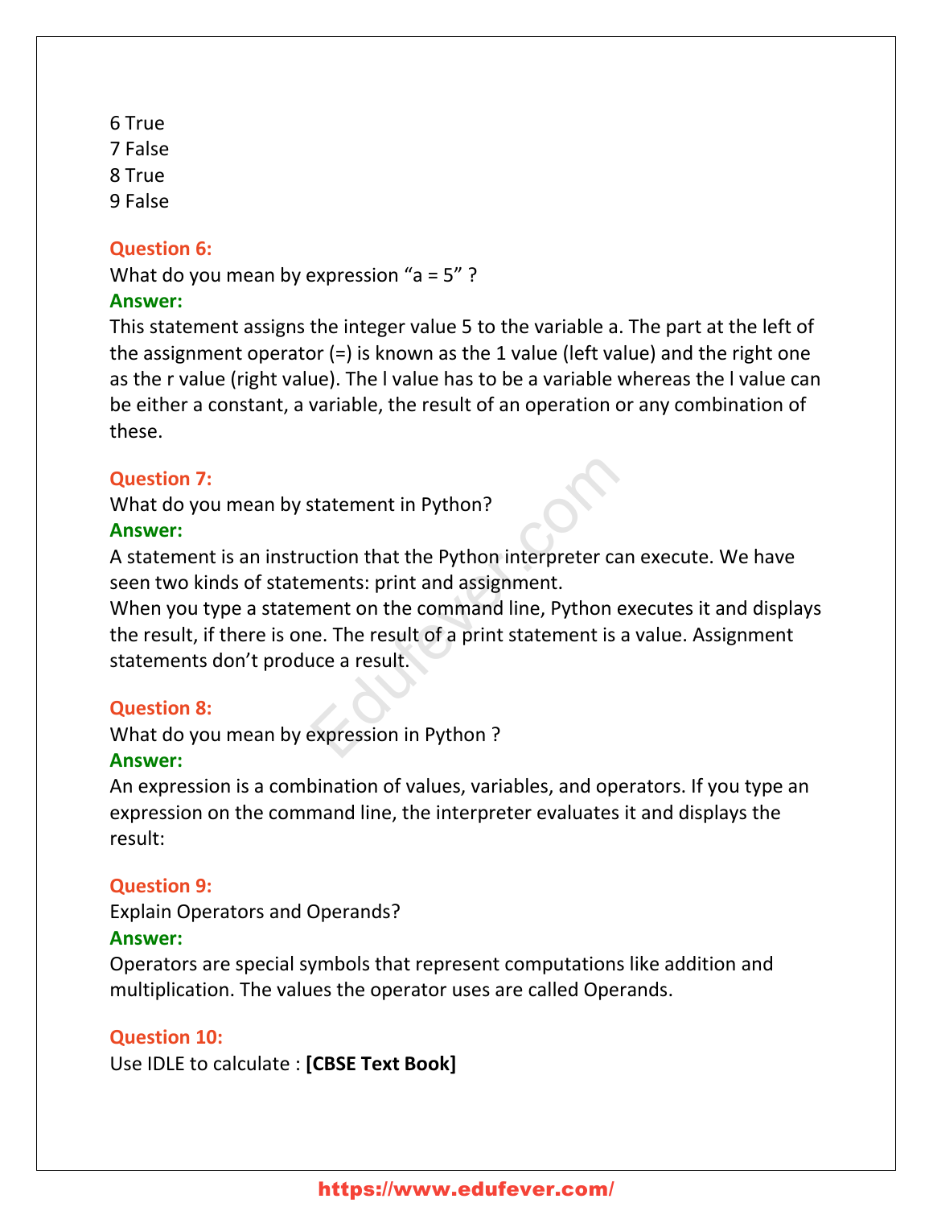6 True
7 False
8 True
9 False

**Question 6:**
What do you mean by expression “a = 5” ?
**Answer:**
This statement assigns the integer value 5 to the variable a. The part at the left of the assignment operator (=) is known as the 1 value (left value) and the right one as the r value (right value). The l value has to be a variable whereas the l value can be either a constant, a variable, the result of an operation or any combination of these.

**Question 7:**
What do you mean by statement in Python?
**Answer:**
A statement is an instruction that the Python interpreter can execute. We have seen two kinds of statements: print and assignment.
When you type a statement on the command line, Python executes it and displays the result, if there is one. The result of a print statement is a value. Assignment statements don’t produce a result.

**Question 8:**
What do you mean by expression in Python ?
**Answer:**
An expression is a combination of values, variables, and operators. If you type an expression on the command line, the interpreter evaluates it and displays the result:

**Question 9:**
Explain Operators and Operands?
**Answer:**
Operators are special symbols that represent computations like addition and multiplication. The values the operator uses are called Operands.

**Question 10:**
Use IDLE to calculate : **[CBSE Text Book]**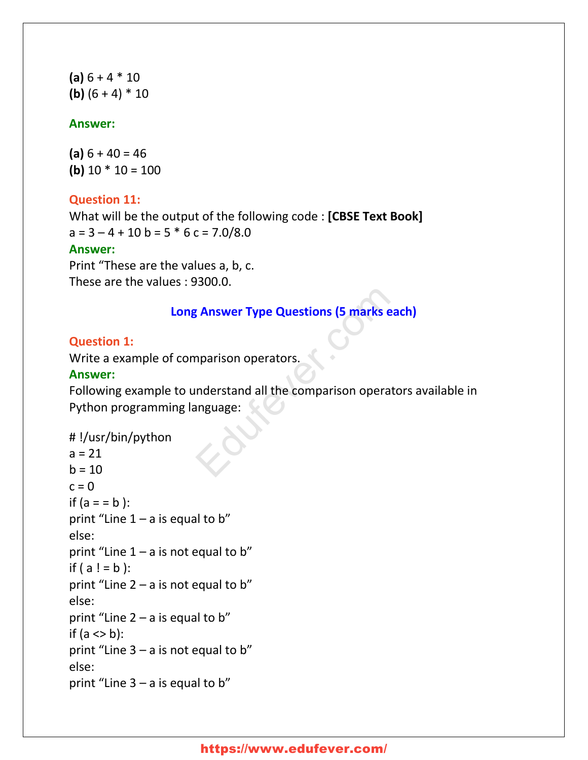**(a)** 6 + 4 * 10
**(b)** (6 + 4) * 10

**Answer:**

**(a)** 6 + 40 = 46
**(b)** 10 * 10 = 100

**Question 11:**
What will be the output of the following code : **[CBSE Text Book]**
a = 3 – 4 + 10 b = 5 * 6 c = 7.0/8.0
**Answer:**
Print "These are the values a, b, c.
These are the values : 9300.0.

## Long Answer Type Questions (5 marks each)

**Question 1:**
Write a example of comparison operators.
**Answer:**
Following example to understand all the comparison operators available in Python programming language:

```
# !/usr/bin/python
a = 21
b = 10
c = 0
if (a = = b ):
print "Line 1 – a is equal to b"
else:
print "Line 1 – a is not equal to b"
if ( a ! = b ):
print "Line 2 – a is not equal to b"
else:
print "Line 2 – a is equal to b"
if (a <> b):
print "Line 3 – a is not equal to b"
else:
print "Line 3 – a is equal to b"
```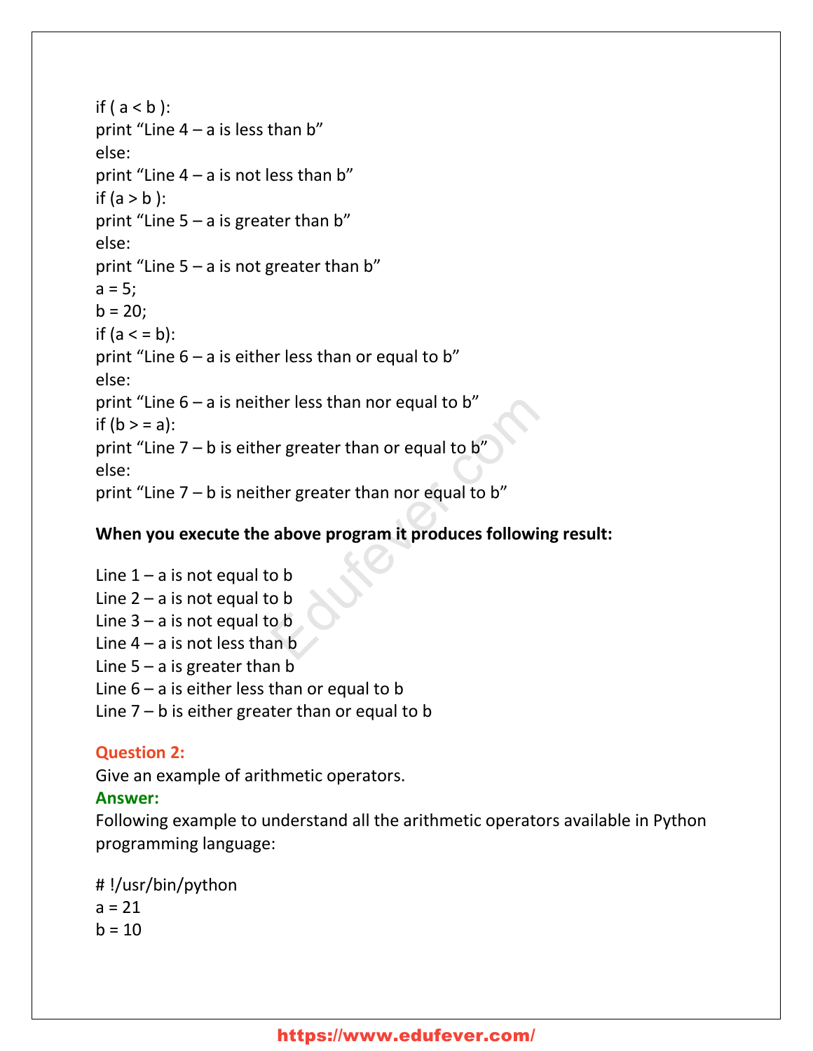```
if ( a < b ):
print "Line 4 – a is less than b"
else:
print "Line 4 – a is not less than b"
if (a > b ):
print "Line 5 – a is greater than b"
else:
print "Line 5 – a is not greater than b"
a = 5;
b = 20;
if (a < = b):
print "Line 6 – a is either less than or equal to b"
else:
print "Line 6 – a is neither less than nor equal to b"
if (b > = a):
print "Line 7 – b is either greater than or equal to b"
else:
print "Line 7 – b is neither greater than nor equal to b"
```

**When you execute the above program it produces following result:**

```
Line 1 – a is not equal to b
Line 2 – a is not equal to b
Line 3 – a is not equal to b
Line 4 – a is not less than b
Line 5 – a is greater than b
Line 6 – a is either less than or equal to b
Line 7 – b is either greater than or equal to b
```

**Question 2:**
Give an example of arithmetic operators.

**Answer:**
Following example to understand all the arithmetic operators available in Python programming language:

```
# !/usr/bin/python
a = 21
b = 10
```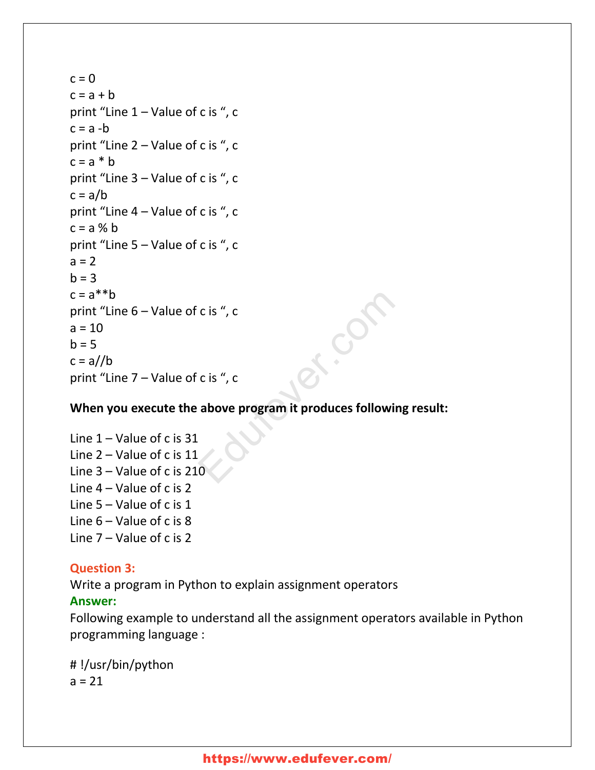```
c = 0
c = a + b
print "Line 1 – Value of c is ", c
c = a -b
print "Line 2 – Value of c is ", c
c = a * b
print "Line 3 – Value of c is ", c
c = a/b
print "Line 4 – Value of c is ", c
c = a % b
print "Line 5 – Value of c is ", c
a = 2
b = 3
c = a**b
print "Line 6 – Value of c is ", c
a = 10
b = 5
c = a//b
print "Line 7 – Value of c is ", c
```

**When you execute the above program it produces following result:**

```
Line 1 – Value of c is 31
Line 2 – Value of c is 11
Line 3 – Value of c is 210
Line 4 – Value of c is 2
Line 5 – Value of c is 1
Line 6 – Value of c is 8
Line 7 – Value of c is 2
```

**Question 3:**

Write a program in Python to explain assignment operators

**Answer:**

Following example to understand all the assignment operators available in Python programming language :

```
# !/usr/bin/python
a = 21
```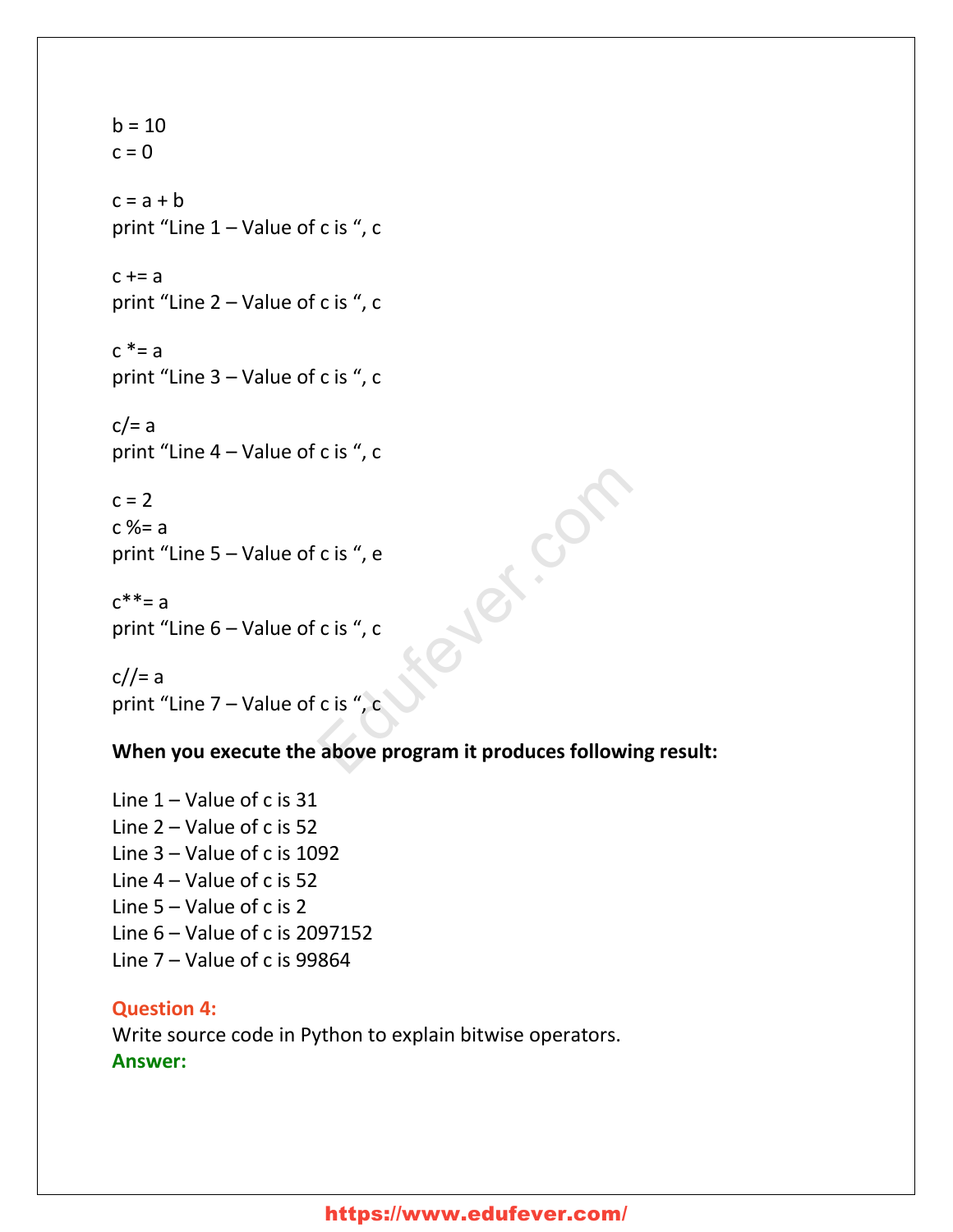```
b = 10
c = 0

c = a + b
print “Line 1 – Value of c is “, c

c += a
print “Line 2 – Value of c is “, c

c *= a
print “Line 3 – Value of c is “, c

c/= a
print “Line 4 – Value of c is “, c

c = 2
c %= a
print “Line 5 – Value of c is “, e

c**= a
print “Line 6 – Value of c is “, c

c//= a
print “Line 7 – Value of c is “, c
```

**When you execute the above program it produces following result:**

```
Line 1 – Value of c is 31
Line 2 – Value of c is 52
Line 3 – Value of c is 1092
Line 4 – Value of c is 52
Line 5 – Value of c is 2
Line 6 – Value of c is 2097152
Line 7 – Value of c is 99864
```

**Question 4:**
Write source code in Python to explain bitwise operators.
**Answer:**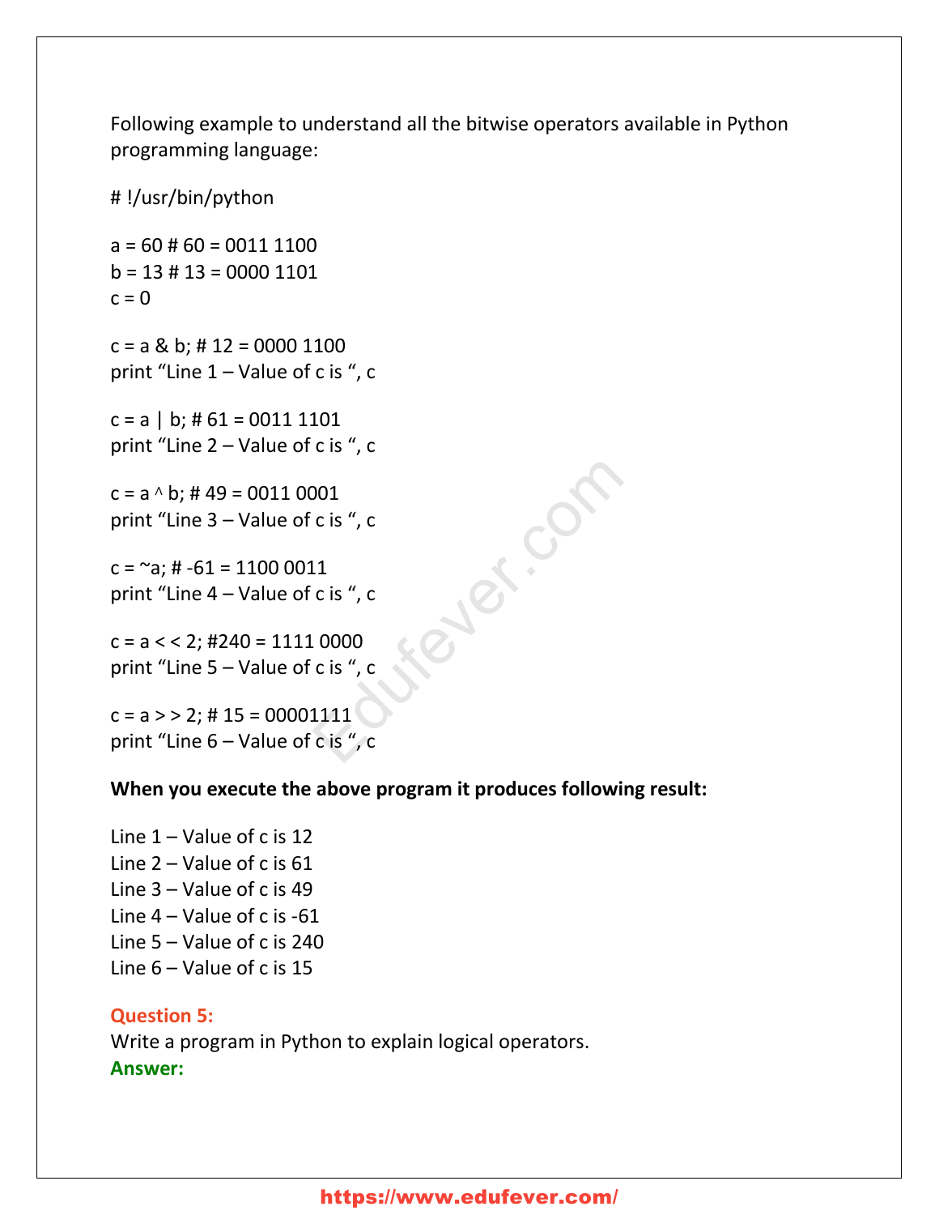Following example to understand all the bitwise operators available in Python programming language:

```
# !/usr/bin/python

a = 60 # 60 = 0011 1100
b = 13 # 13 = 0000 1101
c = 0

c = a & b; # 12 = 0000 1100
print “Line 1 – Value of c is “, c

c = a | b; # 61 = 0011 1101
print “Line 2 – Value of c is “, c

c = a ^ b; # 49 = 0011 0001
print “Line 3 – Value of c is “, c

c = ~a; # -61 = 1100 0011
print “Line 4 – Value of c is “, c

c = a < < 2; #240 = 1111 0000
print “Line 5 – Value of c is “, c

c = a > > 2; # 15 = 00001111
print “Line 6 – Value of c is “, c
```

**When you execute the above program it produces following result:**

```
Line 1 – Value of c is 12
Line 2 – Value of c is 61
Line 3 – Value of c is 49
Line 4 – Value of c is -61
Line 5 – Value of c is 240
Line 6 – Value of c is 15
```

**Question 5:**
Write a program in Python to explain logical operators.
**Answer:**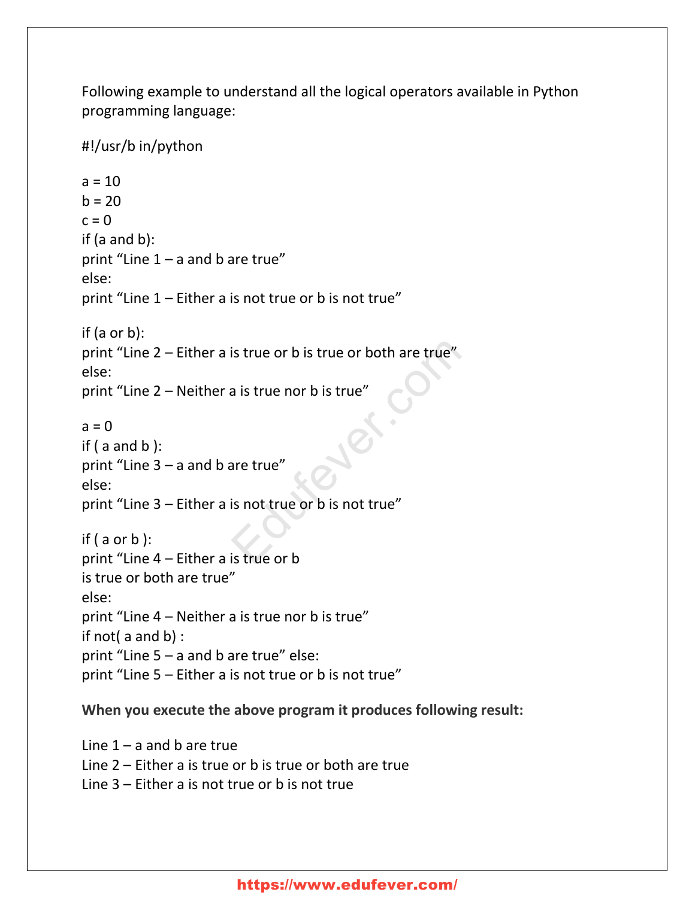Following example to understand all the logical operators available in Python programming language:

```
#!/usr/b in/python

a = 10
b = 20
c = 0
if (a and b):
print “Line 1 – a and b are true”
else:
print “Line 1 – Either a is not true or b is not true”

if (a or b):
print “Line 2 – Either a is true or b is true or both are true”
else:
print “Line 2 – Neither a is true nor b is true”

a = 0
if ( a and b ):
print “Line 3 – a and b are true”
else:
print “Line 3 – Either a is not true or b is not true”

if ( a or b ):
print “Line 4 – Either a is true or b
is true or both are true”
else:
print “Line 4 – Neither a is true nor b is true”
if not( a and b) :
print “Line 5 – a and b are true” else:
print “Line 5 – Either a is not true or b is not true”
```

**When you execute the above program it produces following result:**

```
Line 1 – a and b are true
Line 2 – Either a is true or b is true or both are true
Line 3 – Either a is not true or b is not true
```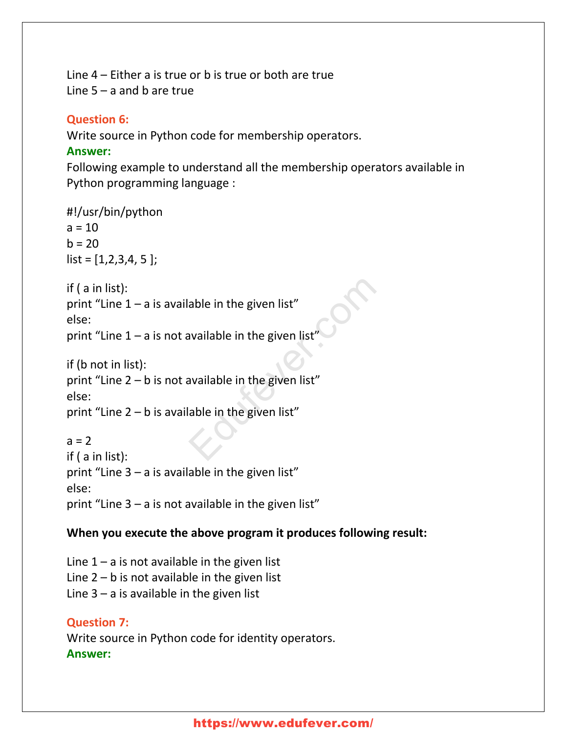Line 4 – Either a is true or b is true or both are true
Line 5 – a and b are true

**Question 6:**
Write source in Python code for membership operators.
**Answer:**
Following example to understand all the membership operators available in Python programming language :

```
#!/usr/bin/python
a = 10
b = 20
list = [1,2,3,4, 5 ];

if ( a in list):
print "Line 1 – a is available in the given list"
else:
print "Line 1 – a is not available in the given list"

if (b not in list):
print "Line 2 – b is not available in the given list"
else:
print "Line 2 – b is available in the given list"

a = 2
if ( a in list):
print "Line 3 – a is available in the given list"
else:
print "Line 3 – a is not available in the given list"
```

**When you execute the above program it produces following result:**

Line 1 – a is not available in the given list
Line 2 – b is not available in the given list
Line 3 – a is available in the given list

**Question 7:**
Write source in Python code for identity operators.
**Answer:**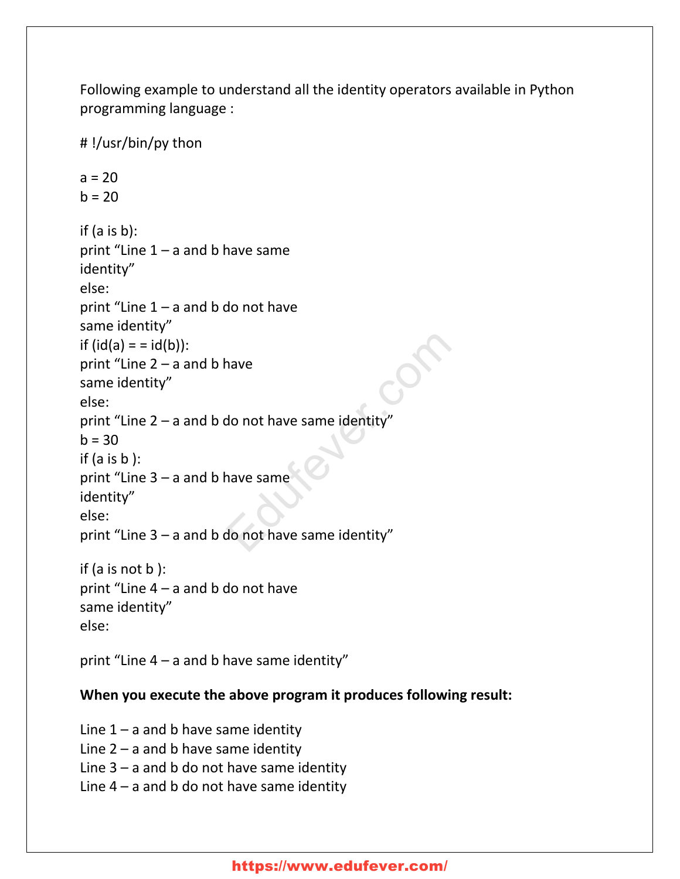Following example to understand all the identity operators available in Python programming language :

```
# !/usr/bin/py thon

a = 20
b = 20

if (a is b):
print "Line 1 – a and b have same
identity"
else:
print "Line 1 – a and b do not have
same identity"
if (id(a) = = id(b)):
print "Line 2 – a and b have
same identity"
else:
print "Line 2 – a and b do not have same identity"
b = 30
if (a is b ):
print "Line 3 – a and b have same
identity"
else:
print "Line 3 – a and b do not have same identity"

if (a is not b ):
print "Line 4 – a and b do not have
same identity"
else:

print "Line 4 – a and b have same identity"
```

**When you execute the above program it produces following result:**

```
Line 1 – a and b have same identity
Line 2 – a and b have same identity
Line 3 – a and b do not have same identity
Line 4 – a and b do not have same identity
```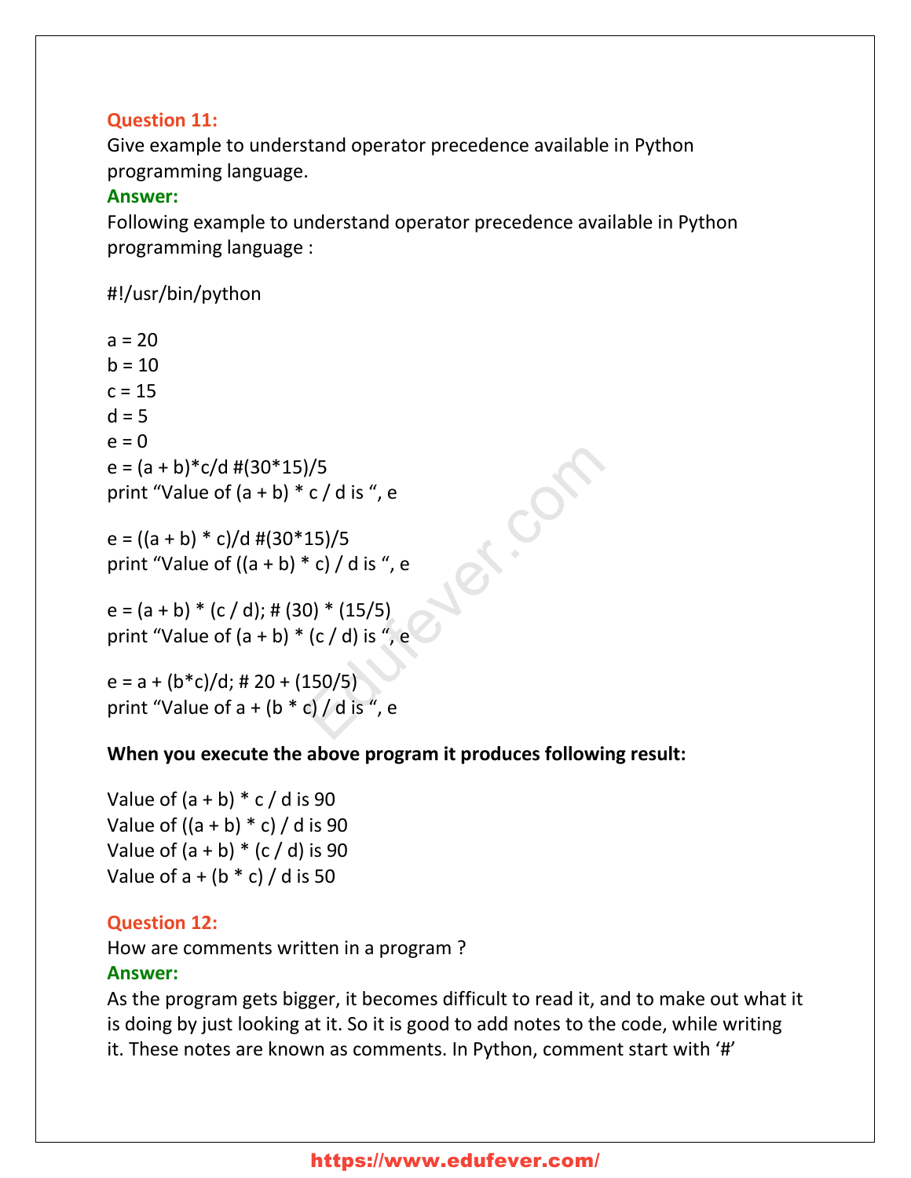**Question 11:**

Give example to understand operator precedence available in Python programming language.

**Answer:**

Following example to understand operator precedence available in Python programming language :

```
#!/usr/bin/python

a = 20
b = 10
c = 15
d = 5
e = 0
e = (a + b)*c/d #(30*15)/5
print "Value of (a + b) * c / d is ", e

e = ((a + b) * c)/d #(30*15)/5
print "Value of ((a + b) * c) / d is ", e

e = (a + b) * (c / d); # (30) * (15/5)
print "Value of (a + b) * (c / d) is ", e

e = a + (b*c)/d; # 20 + (150/5)
print "Value of a + (b * c) / d is ", e
```

**When you execute the above program it produces following result:**

```
Value of (a + b) * c / d is 90
Value of ((a + b) * c) / d is 90
Value of (a + b) * (c / d) is 90
Value of a + (b * c) / d is 50
```

**Question 12:**

How are comments written in a program ?

**Answer:**

As the program gets bigger, it becomes difficult to read it, and to make out what it is doing by just looking at it. So it is good to add notes to the code, while writing it. These notes are known as comments. In Python, comment start with '#'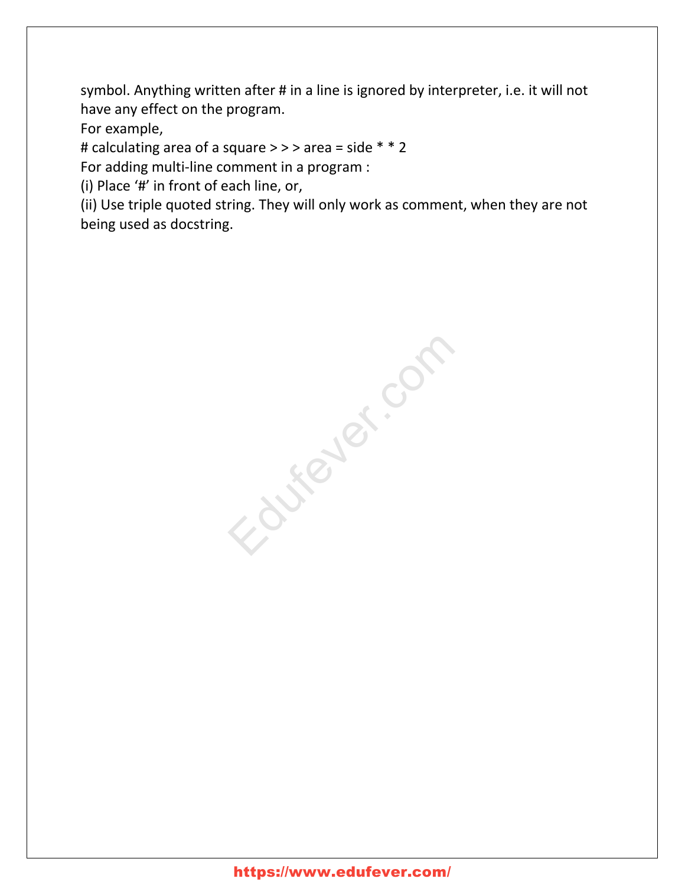symbol. Anything written after # in a line is ignored by interpreter, i.e. it will not have any effect on the program.

For example,

# calculating area of a square > > > area = side * * 2

For adding multi-line comment in a program :

(i) Place '#' in front of each line, or,

(ii) Use triple quoted string. They will only work as comment, when they are not being used as docstring.